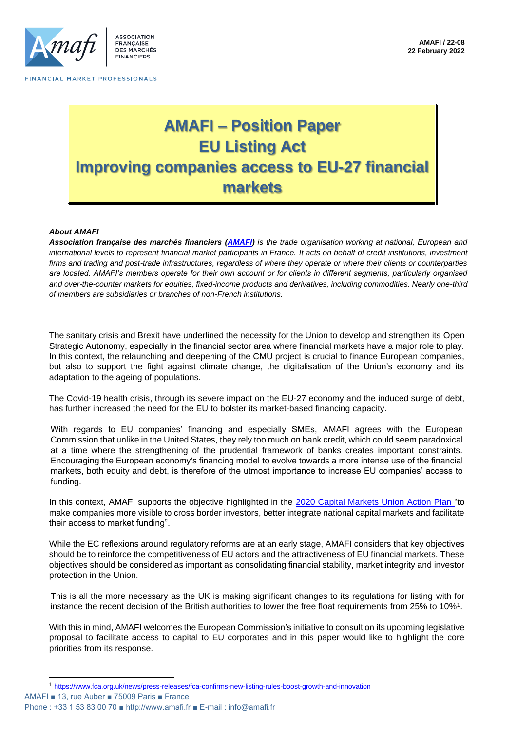AMAFI / 22-08
22 February 2022

# AMAFI – Position Paper
# EU Listing Act
# Improving companies access to EU-27 financial markets

***About AMAFI***

***Association française des marchés financiers (AMAFI)*** *is the trade organisation working at national, European and international levels to represent financial market participants in France. It acts on behalf of credit institutions, investment firms and trading and post-trade infrastructures, regardless of where they operate or where their clients or counterparties are located. AMAFI's members operate for their own account or for clients in different segments, particularly organised and over-the-counter markets for equities, fixed-income products and derivatives, including commodities. Nearly one-third of members are subsidiaries or branches of non-French institutions.*

The sanitary crisis and Brexit have underlined the necessity for the Union to develop and strengthen its Open Strategic Autonomy, especially in the financial sector area where financial markets have a major role to play. In this context, the relaunching and deepening of the CMU project is crucial to finance European companies, but also to support the fight against climate change, the digitalisation of the Union's economy and its adaptation to the ageing of populations.

The Covid-19 health crisis, through its severe impact on the EU-27 economy and the induced surge of debt, has further increased the need for the EU to bolster its market-based financing capacity.

With regards to EU companies' financing and especially SMEs, AMAFI agrees with the European Commission that unlike in the United States, they rely too much on bank credit, which could seem paradoxical at a time where the strengthening of the prudential framework of banks creates important constraints. Encouraging the European economy's financing model to evolve towards a more intense use of the financial markets, both equity and debt, is therefore of the utmost importance to increase EU companies' access to funding.

In this context, AMAFI supports the objective highlighted in the 2020 Capital Markets Union Action Plan "to make companies more visible to cross border investors, better integrate national capital markets and facilitate their access to market funding".

While the EC reflexions around regulatory reforms are at an early stage, AMAFI considers that key objectives should be to reinforce the competitiveness of EU actors and the attractiveness of EU financial markets. These objectives should be considered as important as consolidating financial stability, market integrity and investor protection in the Union.

This is all the more necessary as the UK is making significant changes to its regulations for listing with for instance the recent decision of the British authorities to lower the free float requirements from 25% to 10%[1].

With this in mind, AMAFI welcomes the European Commission's initiative to consult on its upcoming legislative proposal to facilitate access to capital to EU corporates and in this paper would like to highlight the core priorities from its response.

[1] https://www.fca.org.uk/news/press-releases/fca-confirms-new-listing-rules-boost-growth-and-innovation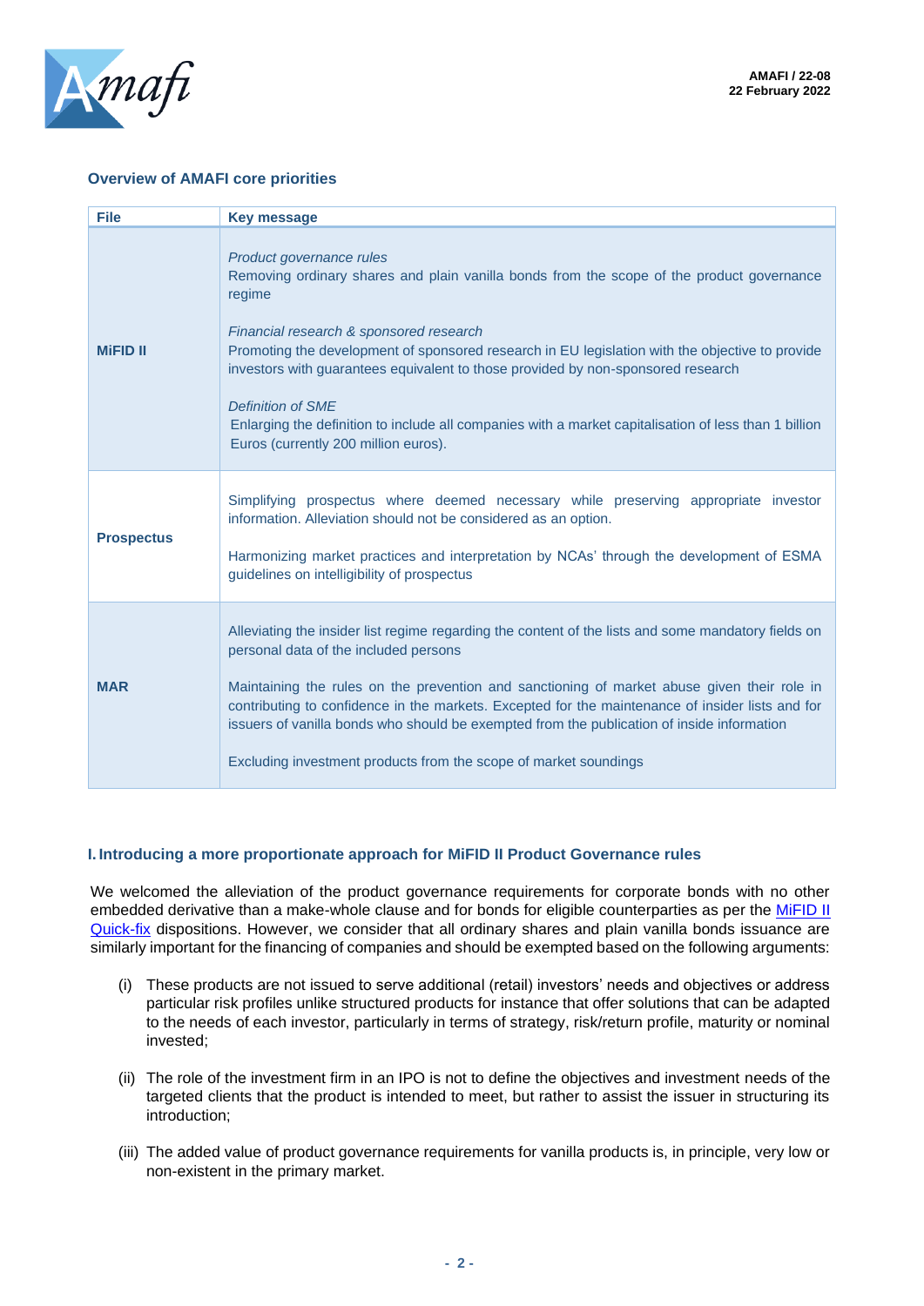### Overview of AMAFI core priorities

| File | Key message |
|---|---|
| **MiFID II** | *Product governance rules*<br>Removing ordinary shares and plain vanilla bonds from the scope of the product governance regime<br><br>*Financial research & sponsored research*<br>Promoting the development of sponsored research in EU legislation with the objective to provide investors with guarantees equivalent to those provided by non-sponsored research<br><br>*Definition of SME*<br>Enlarging the definition to include all companies with a market capitalisation of less than 1 billion Euros (currently 200 million euros). |
| **Prospectus** | Simplifying prospectus where deemed necessary while preserving appropriate investor information. Alleviation should not be considered as an option.<br><br>Harmonizing market practices and interpretation by NCAs' through the development of ESMA guidelines on intelligibility of prospectus |
| **MAR** | Alleviating the insider list regime regarding the content of the lists and some mandatory fields on personal data of the included persons<br><br>Maintaining the rules on the prevention and sanctioning of market abuse given their role in contributing to confidence in the markets. Excepted for the maintenance of insider lists and for issuers of vanilla bonds who should be exempted from the publication of inside information<br><br>Excluding investment products from the scope of market soundings |

### I. Introducing a more proportionate approach for MiFID II Product Governance rules

We welcomed the alleviation of the product governance requirements for corporate bonds with no other embedded derivative than a make-whole clause and for bonds for eligible counterparties as per the MiFID II Quick-fix dispositions. However, we consider that all ordinary shares and plain vanilla bonds issuance are similarly important for the financing of companies and should be exempted based on the following arguments:

(i) These products are not issued to serve additional (retail) investors' needs and objectives or address particular risk profiles unlike structured products for instance that offer solutions that can be adapted to the needs of each investor, particularly in terms of strategy, risk/return profile, maturity or nominal invested;

(ii) The role of the investment firm in an IPO is not to define the objectives and investment needs of the targeted clients that the product is intended to meet, but rather to assist the issuer in structuring its introduction;

(iii) The added value of product governance requirements for vanilla products is, in principle, very low or non-existent in the primary market.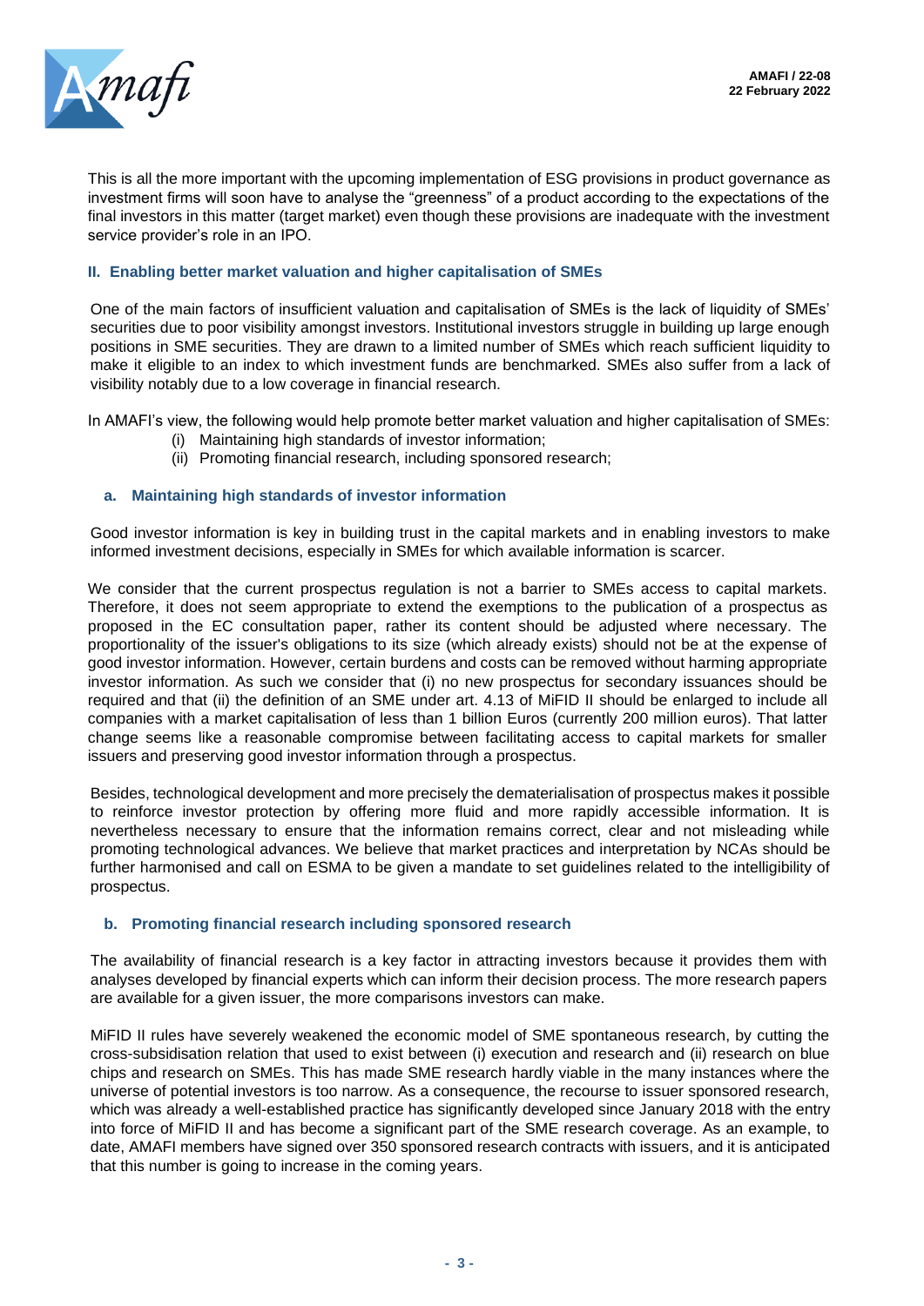This is all the more important with the upcoming implementation of ESG provisions in product governance as investment firms will soon have to analyse the "greenness" of a product according to the expectations of the final investors in this matter (target market) even though these provisions are inadequate with the investment service provider's role in an IPO.

## II. Enabling better market valuation and higher capitalisation of SMEs

One of the main factors of insufficient valuation and capitalisation of SMEs is the lack of liquidity of SMEs' securities due to poor visibility amongst investors. Institutional investors struggle in building up large enough positions in SME securities. They are drawn to a limited number of SMEs which reach sufficient liquidity to make it eligible to an index to which investment funds are benchmarked. SMEs also suffer from a lack of visibility notably due to a low coverage in financial research.

In AMAFI's view, the following would help promote better market valuation and higher capitalisation of SMEs:

- (i) Maintaining high standards of investor information;
- (ii) Promoting financial research, including sponsored research;

### a. Maintaining high standards of investor information

Good investor information is key in building trust in the capital markets and in enabling investors to make informed investment decisions, especially in SMEs for which available information is scarcer.

We consider that the current prospectus regulation is not a barrier to SMEs access to capital markets. Therefore, it does not seem appropriate to extend the exemptions to the publication of a prospectus as proposed in the EC consultation paper, rather its content should be adjusted where necessary. The proportionality of the issuer's obligations to its size (which already exists) should not be at the expense of good investor information. However, certain burdens and costs can be removed without harming appropriate investor information. As such we consider that (i) no new prospectus for secondary issuances should be required and that (ii) the definition of an SME under art. 4.13 of MiFID II should be enlarged to include all companies with a market capitalisation of less than 1 billion Euros (currently 200 million euros). That latter change seems like a reasonable compromise between facilitating access to capital markets for smaller issuers and preserving good investor information through a prospectus.

Besides, technological development and more precisely the dematerialisation of prospectus makes it possible to reinforce investor protection by offering more fluid and more rapidly accessible information. It is nevertheless necessary to ensure that the information remains correct, clear and not misleading while promoting technological advances. We believe that market practices and interpretation by NCAs should be further harmonised and call on ESMA to be given a mandate to set guidelines related to the intelligibility of prospectus.

### b. Promoting financial research including sponsored research

The availability of financial research is a key factor in attracting investors because it provides them with analyses developed by financial experts which can inform their decision process. The more research papers are available for a given issuer, the more comparisons investors can make.

MiFID II rules have severely weakened the economic model of SME spontaneous research, by cutting the cross-subsidisation relation that used to exist between (i) execution and research and (ii) research on blue chips and research on SMEs. This has made SME research hardly viable in the many instances where the universe of potential investors is too narrow. As a consequence, the recourse to issuer sponsored research, which was already a well-established practice has significantly developed since January 2018 with the entry into force of MiFID II and has become a significant part of the SME research coverage. As an example, to date, AMAFI members have signed over 350 sponsored research contracts with issuers, and it is anticipated that this number is going to increase in the coming years.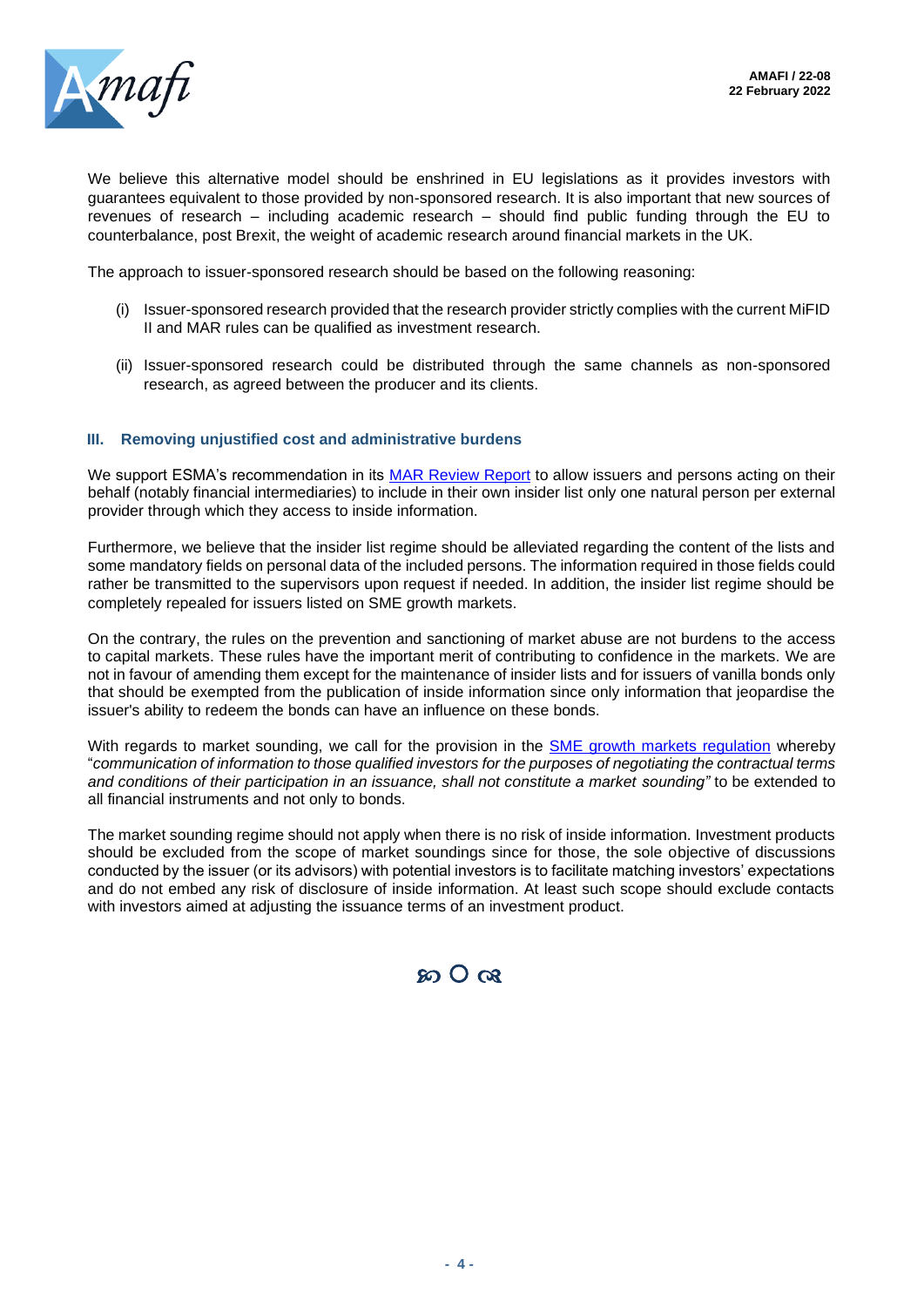We believe this alternative model should be enshrined in EU legislations as it provides investors with guarantees equivalent to those provided by non-sponsored research. It is also important that new sources of revenues of research – including academic research – should find public funding through the EU to counterbalance, post Brexit, the weight of academic research around financial markets in the UK.

The approach to issuer-sponsored research should be based on the following reasoning:

(i) Issuer-sponsored research provided that the research provider strictly complies with the current MiFID II and MAR rules can be qualified as investment research.

(ii) Issuer-sponsored research could be distributed through the same channels as non-sponsored research, as agreed between the producer and its clients.

### III. Removing unjustified cost and administrative burdens

We support ESMA's recommendation in its MAR Review Report to allow issuers and persons acting on their behalf (notably financial intermediaries) to include in their own insider list only one natural person per external provider through which they access to inside information.

Furthermore, we believe that the insider list regime should be alleviated regarding the content of the lists and some mandatory fields on personal data of the included persons. The information required in those fields could rather be transmitted to the supervisors upon request if needed. In addition, the insider list regime should be completely repealed for issuers listed on SME growth markets.

On the contrary, the rules on the prevention and sanctioning of market abuse are not burdens to the access to capital markets. These rules have the important merit of contributing to confidence in the markets. We are not in favour of amending them except for the maintenance of insider lists and for issuers of vanilla bonds only that should be exempted from the publication of inside information since only information that jeopardise the issuer's ability to redeem the bonds can have an influence on these bonds.

With regards to market sounding, we call for the provision in the SME growth markets regulation whereby "*communication of information to those qualified investors for the purposes of negotiating the contractual terms and conditions of their participation in an issuance, shall not constitute a market sounding*" to be extended to all financial instruments and not only to bonds.

The market sounding regime should not apply when there is no risk of inside information. Investment products should be excluded from the scope of market soundings since for those, the sole objective of discussions conducted by the issuer (or its advisors) with potential investors is to facilitate matching investors' expectations and do not embed any risk of disclosure of inside information. At least such scope should exclude contacts with investors aimed at adjusting the issuance terms of an investment product.

ꕥ O ꕥ